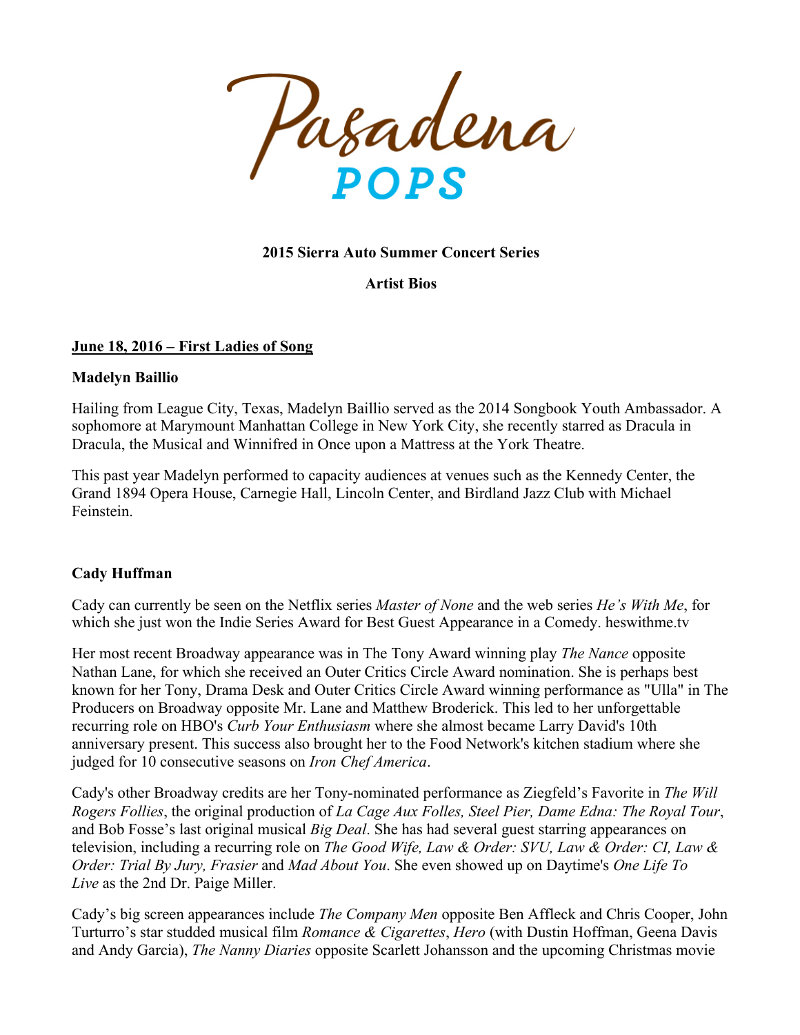# Pasadena POPS

**2015 Sierra Auto Summer Concert Series**

**Artist Bios**

## June 18, 2016 – First Ladies of Song

### Madelyn Baillio

Hailing from League City, Texas, Madelyn Baillio served as the 2014 Songbook Youth Ambassador. A sophomore at Marymount Manhattan College in New York City, she recently starred as Dracula in Dracula, the Musical and Winnifred in Once upon a Mattress at the York Theatre.

This past year Madelyn performed to capacity audiences at venues such as the Kennedy Center, the Grand 1894 Opera House, Carnegie Hall, Lincoln Center, and Birdland Jazz Club with Michael Feinstein.

### Cady Huffman

Cady can currently be seen on the Netflix series *Master of None* and the web series *He's With Me*, for which she just won the Indie Series Award for Best Guest Appearance in a Comedy. heswithme.tv

Her most recent Broadway appearance was in The Tony Award winning play *The Nance* opposite Nathan Lane, for which she received an Outer Critics Circle Award nomination. She is perhaps best known for her Tony, Drama Desk and Outer Critics Circle Award winning performance as "Ulla" in The Producers on Broadway opposite Mr. Lane and Matthew Broderick. This led to her unforgettable recurring role on HBO's *Curb Your Enthusiasm* where she almost became Larry David's 10th anniversary present. This success also brought her to the Food Network's kitchen stadium where she judged for 10 consecutive seasons on *Iron Chef America*.

Cady's other Broadway credits are her Tony-nominated performance as Ziegfeld's Favorite in *The Will Rogers Follies*, the original production of *La Cage Aux Folles, Steel Pier, Dame Edna: The Royal Tour*, and Bob Fosse's last original musical *Big Deal*. She has had several guest starring appearances on television, including a recurring role on *The Good Wife, Law & Order: SVU, Law & Order: CI, Law & Order: Trial By Jury, Frasier* and *Mad About You*. She even showed up on Daytime's *One Life To Live* as the 2nd Dr. Paige Miller.

Cady's big screen appearances include *The Company Men* opposite Ben Affleck and Chris Cooper, John Turturro's star studded musical film *Romance & Cigarettes*, *Hero* (with Dustin Hoffman, Geena Davis and Andy Garcia), *The Nanny Diaries* opposite Scarlett Johansson and the upcoming Christmas movie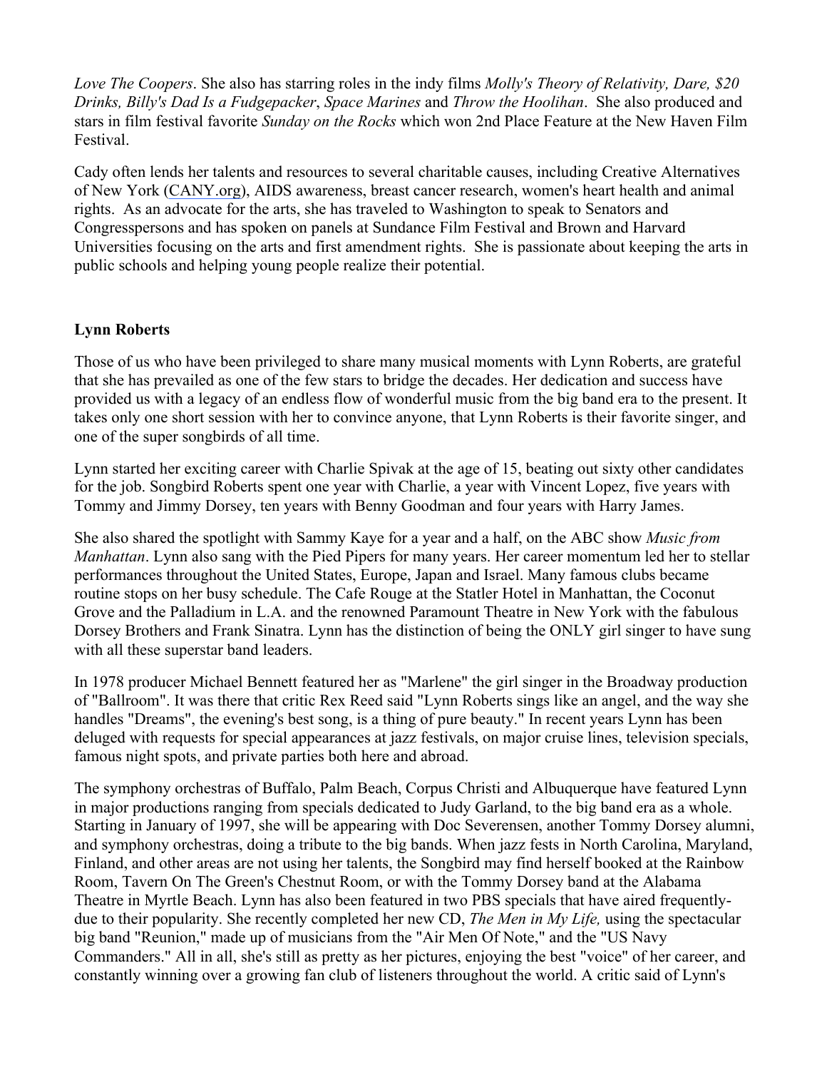*Love The Coopers*. She also has starring roles in the indy films *Molly's Theory of Relativity, Dare, $20 Drinks, Billy's Dad Is a Fudgepacker*, *Space Marines* and *Throw the Hoolihan*. She also produced and stars in film festival favorite *Sunday on the Rocks* which won 2nd Place Feature at the New Haven Film Festival.

Cady often lends her talents and resources to several charitable causes, including Creative Alternatives of New York (CANY.org), AIDS awareness, breast cancer research, women's heart health and animal rights. As an advocate for the arts, she has traveled to Washington to speak to Senators and Congresspersons and has spoken on panels at Sundance Film Festival and Brown and Harvard Universities focusing on the arts and first amendment rights. She is passionate about keeping the arts in public schools and helping young people realize their potential.

**Lynn Roberts**

Those of us who have been privileged to share many musical moments with Lynn Roberts, are grateful that she has prevailed as one of the few stars to bridge the decades. Her dedication and success have provided us with a legacy of an endless flow of wonderful music from the big band era to the present. It takes only one short session with her to convince anyone, that Lynn Roberts is their favorite singer, and one of the super songbirds of all time.

Lynn started her exciting career with Charlie Spivak at the age of 15, beating out sixty other candidates for the job. Songbird Roberts spent one year with Charlie, a year with Vincent Lopez, five years with Tommy and Jimmy Dorsey, ten years with Benny Goodman and four years with Harry James.

She also shared the spotlight with Sammy Kaye for a year and a half, on the ABC show *Music from Manhattan*. Lynn also sang with the Pied Pipers for many years. Her career momentum led her to stellar performances throughout the United States, Europe, Japan and Israel. Many famous clubs became routine stops on her busy schedule. The Cafe Rouge at the Statler Hotel in Manhattan, the Coconut Grove and the Palladium in L.A. and the renowned Paramount Theatre in New York with the fabulous Dorsey Brothers and Frank Sinatra. Lynn has the distinction of being the ONLY girl singer to have sung with all these superstar band leaders.

In 1978 producer Michael Bennett featured her as "Marlene" the girl singer in the Broadway production of "Ballroom". It was there that critic Rex Reed said "Lynn Roberts sings like an angel, and the way she handles "Dreams", the evening's best song, is a thing of pure beauty." In recent years Lynn has been deluged with requests for special appearances at jazz festivals, on major cruise lines, television specials, famous night spots, and private parties both here and abroad.

The symphony orchestras of Buffalo, Palm Beach, Corpus Christi and Albuquerque have featured Lynn in major productions ranging from specials dedicated to Judy Garland, to the big band era as a whole. Starting in January of 1997, she will be appearing with Doc Severensen, another Tommy Dorsey alumni, and symphony orchestras, doing a tribute to the big bands. When jazz fests in North Carolina, Maryland, Finland, and other areas are not using her talents, the Songbird may find herself booked at the Rainbow Room, Tavern On The Green's Chestnut Room, or with the Tommy Dorsey band at the Alabama Theatre in Myrtle Beach. Lynn has also been featured in two PBS specials that have aired frequently- due to their popularity. She recently completed her new CD, *The Men in My Life,* using the spectacular big band "Reunion," made up of musicians from the "Air Men Of Note," and the "US Navy Commanders." All in all, she's still as pretty as her pictures, enjoying the best "voice" of her career, and constantly winning over a growing fan club of listeners throughout the world. A critic said of Lynn's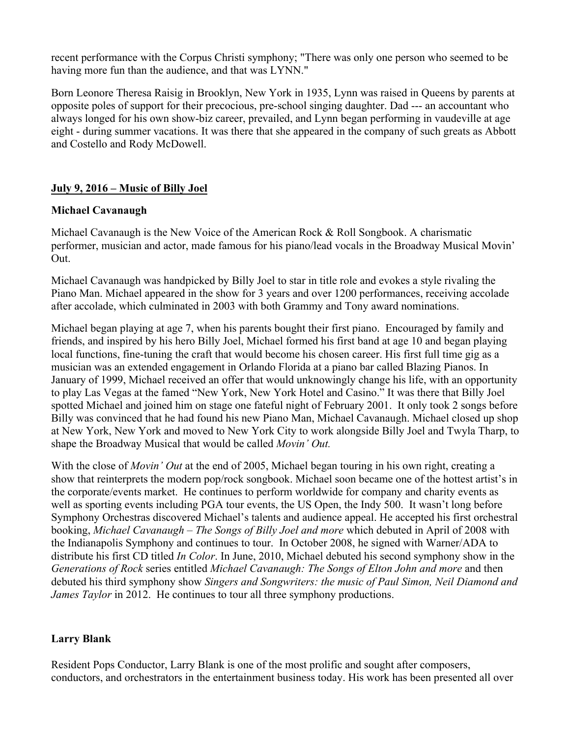recent performance with the Corpus Christi symphony; "There was only one person who seemed to be having more fun than the audience, and that was LYNN."

Born Leonore Theresa Raisig in Brooklyn, New York in 1935, Lynn was raised in Queens by parents at opposite poles of support for their precocious, pre-school singing daughter. Dad --- an accountant who always longed for his own show-biz career, prevailed, and Lynn began performing in vaudeville at age eight - during summer vacations. It was there that she appeared in the company of such greats as Abbott and Costello and Rody McDowell.

## July 9, 2016 – Music of Billy Joel

### Michael Cavanaugh

Michael Cavanaugh is the New Voice of the American Rock & Roll Songbook. A charismatic performer, musician and actor, made famous for his piano/lead vocals in the Broadway Musical Movin' Out.

Michael Cavanaugh was handpicked by Billy Joel to star in title role and evokes a style rivaling the Piano Man. Michael appeared in the show for 3 years and over 1200 performances, receiving accolade after accolade, which culminated in 2003 with both Grammy and Tony award nominations.

Michael began playing at age 7, when his parents bought their first piano. Encouraged by family and friends, and inspired by his hero Billy Joel, Michael formed his first band at age 10 and began playing local functions, fine-tuning the craft that would become his chosen career. His first full time gig as a musician was an extended engagement in Orlando Florida at a piano bar called Blazing Pianos. In January of 1999, Michael received an offer that would unknowingly change his life, with an opportunity to play Las Vegas at the famed "New York, New York Hotel and Casino." It was there that Billy Joel spotted Michael and joined him on stage one fateful night of February 2001. It only took 2 songs before Billy was convinced that he had found his new Piano Man, Michael Cavanaugh. Michael closed up shop at New York, New York and moved to New York City to work alongside Billy Joel and Twyla Tharp, to shape the Broadway Musical that would be called *Movin' Out.*

With the close of *Movin' Out* at the end of 2005, Michael began touring in his own right, creating a show that reinterprets the modern pop/rock songbook. Michael soon became one of the hottest artist's in the corporate/events market. He continues to perform worldwide for company and charity events as well as sporting events including PGA tour events, the US Open, the Indy 500. It wasn't long before Symphony Orchestras discovered Michael's talents and audience appeal. He accepted his first orchestral booking, *Michael Cavanaugh – The Songs of Billy Joel and more* which debuted in April of 2008 with the Indianapolis Symphony and continues to tour. In October 2008, he signed with Warner/ADA to distribute his first CD titled *In Color*. In June, 2010, Michael debuted his second symphony show in the *Generations of Rock* series entitled *Michael Cavanaugh: The Songs of Elton John and more* and then debuted his third symphony show *Singers and Songwriters: the music of Paul Simon, Neil Diamond and James Taylor* in 2012. He continues to tour all three symphony productions.

### Larry Blank

Resident Pops Conductor, Larry Blank is one of the most prolific and sought after composers, conductors, and orchestrators in the entertainment business today. His work has been presented all over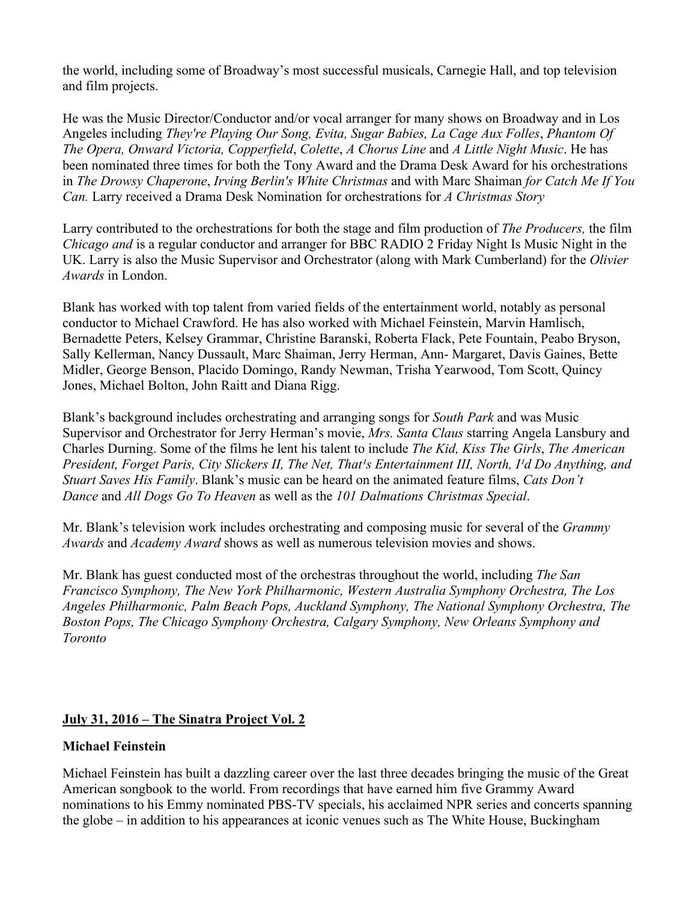the world, including some of Broadway's most successful musicals, Carnegie Hall, and top television and film projects.

He was the Music Director/Conductor and/or vocal arranger for many shows on Broadway and in Los Angeles including *They're Playing Our Song, Evita, Sugar Babies, La Cage Aux Folles*, *Phantom Of The Opera, Onward Victoria, Copperfield*, *Colette*, *A Chorus Line* and *A Little Night Music*. He has been nominated three times for both the Tony Award and the Drama Desk Award for his orchestrations in *The Drowsy Chaperone*, *Irving Berlin's White Christmas* and with Marc Shaiman *for Catch Me If You Can.* Larry received a Drama Desk Nomination for orchestrations for *A Christmas Story*

Larry contributed to the orchestrations for both the stage and film production of *The Producers,* the film *Chicago and* is a regular conductor and arranger for BBC RADIO 2 Friday Night Is Music Night in the UK. Larry is also the Music Supervisor and Orchestrator (along with Mark Cumberland) for the *Olivier Awards* in London.

Blank has worked with top talent from varied fields of the entertainment world, notably as personal conductor to Michael Crawford. He has also worked with Michael Feinstein, Marvin Hamlisch, Bernadette Peters, Kelsey Grammar, Christine Baranski, Roberta Flack, Pete Fountain, Peabo Bryson, Sally Kellerman, Nancy Dussault, Marc Shaiman, Jerry Herman, Ann- Margaret, Davis Gaines, Bette Midler, George Benson, Placido Domingo, Randy Newman, Trisha Yearwood, Tom Scott, Quincy Jones, Michael Bolton, John Raitt and Diana Rigg.

Blank's background includes orchestrating and arranging songs for *South Park* and was Music Supervisor and Orchestrator for Jerry Herman's movie, *Mrs. Santa Claus* starring Angela Lansbury and Charles Durning. Some of the films he lent his talent to include *The Kid, Kiss The Girls*, *The American President, Forget Paris, City Slickers II, The Net, That¹s Entertainment III, North, I¹d Do Anything, and Stuart Saves His Family*. Blank's music can be heard on the animated feature films, *Cats Don't Dance* and *All Dogs Go To Heaven* as well as the *101 Dalmations Christmas Special*.

Mr. Blank's television work includes orchestrating and composing music for several of the *Grammy Awards* and *Academy Award* shows as well as numerous television movies and shows.

Mr. Blank has guest conducted most of the orchestras throughout the world, including *The San Francisco Symphony, The New York Philharmonic, Western Australia Symphony Orchestra, The Los Angeles Philharmonic, Palm Beach Pops, Auckland Symphony, The National Symphony Orchestra, The Boston Pops, The Chicago Symphony Orchestra, Calgary Symphony, New Orleans Symphony and Toronto*

## July 31, 2016 – The Sinatra Project Vol. 2

**Michael Feinstein**

Michael Feinstein has built a dazzling career over the last three decades bringing the music of the Great American songbook to the world. From recordings that have earned him five Grammy Award nominations to his Emmy nominated PBS-TV specials, his acclaimed NPR series and concerts spanning the globe – in addition to his appearances at iconic venues such as The White House, Buckingham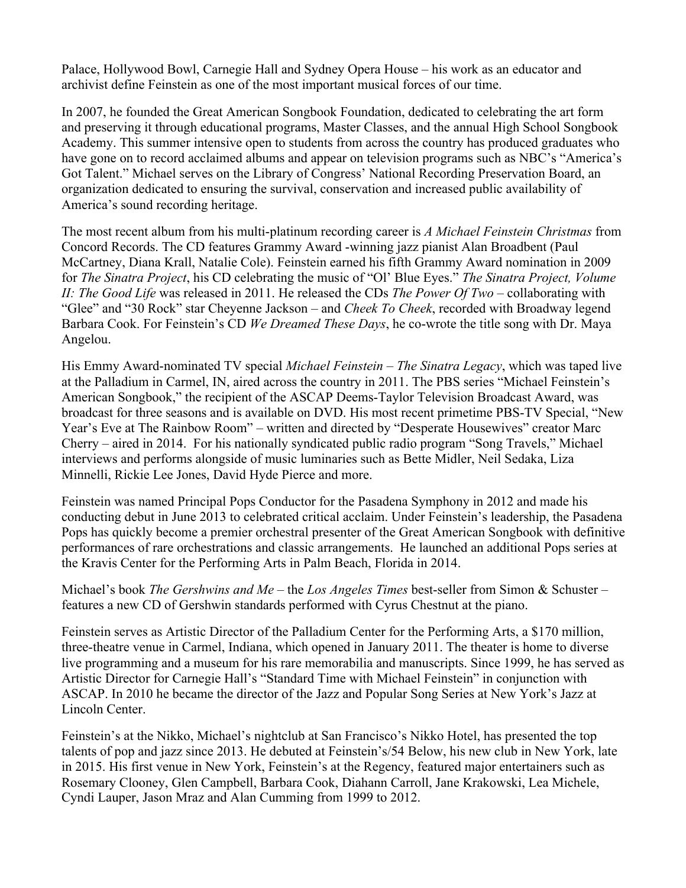Palace, Hollywood Bowl, Carnegie Hall and Sydney Opera House – his work as an educator and archivist define Feinstein as one of the most important musical forces of our time.

In 2007, he founded the Great American Songbook Foundation, dedicated to celebrating the art form and preserving it through educational programs, Master Classes, and the annual High School Songbook Academy. This summer intensive open to students from across the country has produced graduates who have gone on to record acclaimed albums and appear on television programs such as NBC's "America's Got Talent." Michael serves on the Library of Congress' National Recording Preservation Board, an organization dedicated to ensuring the survival, conservation and increased public availability of America's sound recording heritage.

The most recent album from his multi-platinum recording career is *A Michael Feinstein Christmas* from Concord Records. The CD features Grammy Award -winning jazz pianist Alan Broadbent (Paul McCartney, Diana Krall, Natalie Cole). Feinstein earned his fifth Grammy Award nomination in 2009 for *The Sinatra Project*, his CD celebrating the music of "Ol' Blue Eyes." *The Sinatra Project, Volume II: The Good Life* was released in 2011. He released the CDs *The Power Of Two* – collaborating with "Glee" and "30 Rock" star Cheyenne Jackson – and *Cheek To Cheek*, recorded with Broadway legend Barbara Cook. For Feinstein's CD *We Dreamed These Days*, he co-wrote the title song with Dr. Maya Angelou.

His Emmy Award-nominated TV special *Michael Feinstein – The Sinatra Legacy*, which was taped live at the Palladium in Carmel, IN, aired across the country in 2011. The PBS series "Michael Feinstein's American Songbook," the recipient of the ASCAP Deems-Taylor Television Broadcast Award, was broadcast for three seasons and is available on DVD. His most recent primetime PBS-TV Special, "New Year's Eve at The Rainbow Room" – written and directed by "Desperate Housewives" creator Marc Cherry – aired in 2014. For his nationally syndicated public radio program "Song Travels," Michael interviews and performs alongside of music luminaries such as Bette Midler, Neil Sedaka, Liza Minnelli, Rickie Lee Jones, David Hyde Pierce and more.

Feinstein was named Principal Pops Conductor for the Pasadena Symphony in 2012 and made his conducting debut in June 2013 to celebrated critical acclaim. Under Feinstein's leadership, the Pasadena Pops has quickly become a premier orchestral presenter of the Great American Songbook with definitive performances of rare orchestrations and classic arrangements. He launched an additional Pops series at the Kravis Center for the Performing Arts in Palm Beach, Florida in 2014.

Michael's book *The Gershwins and Me* – the *Los Angeles Times* best-seller from Simon & Schuster – features a new CD of Gershwin standards performed with Cyrus Chestnut at the piano.

Feinstein serves as Artistic Director of the Palladium Center for the Performing Arts, a $170 million, three-theatre venue in Carmel, Indiana, which opened in January 2011. The theater is home to diverse live programming and a museum for his rare memorabilia and manuscripts. Since 1999, he has served as Artistic Director for Carnegie Hall's "Standard Time with Michael Feinstein" in conjunction with ASCAP. In 2010 he became the director of the Jazz and Popular Song Series at New York's Jazz at Lincoln Center.

Feinstein's at the Nikko, Michael's nightclub at San Francisco's Nikko Hotel, has presented the top talents of pop and jazz since 2013. He debuted at Feinstein's/54 Below, his new club in New York, late in 2015. His first venue in New York, Feinstein's at the Regency, featured major entertainers such as Rosemary Clooney, Glen Campbell, Barbara Cook, Diahann Carroll, Jane Krakowski, Lea Michele, Cyndi Lauper, Jason Mraz and Alan Cumming from 1999 to 2012.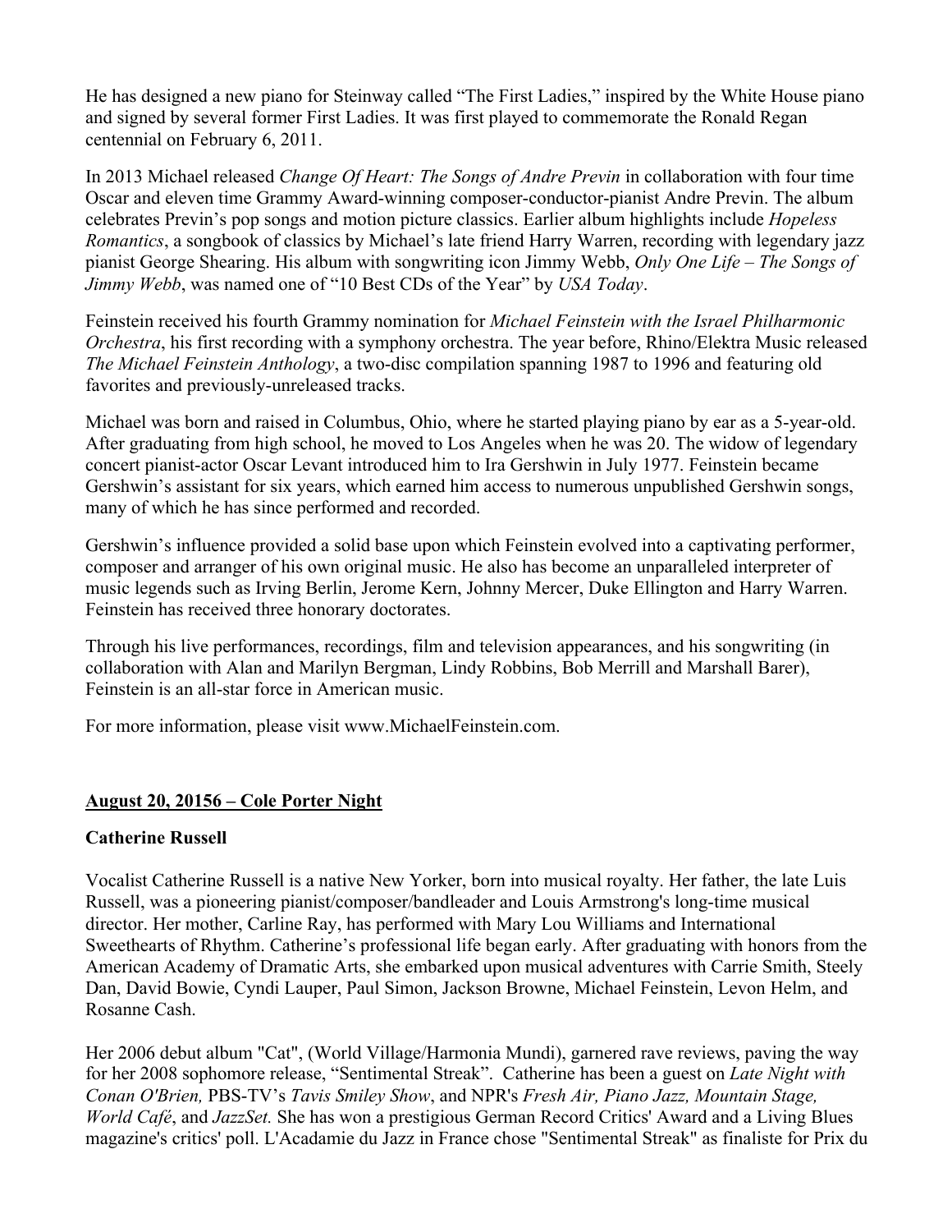He has designed a new piano for Steinway called "The First Ladies," inspired by the White House piano and signed by several former First Ladies. It was first played to commemorate the Ronald Regan centennial on February 6, 2011.

In 2013 Michael released *Change Of Heart: The Songs of Andre Previn* in collaboration with four time Oscar and eleven time Grammy Award-winning composer-conductor-pianist Andre Previn. The album celebrates Previn's pop songs and motion picture classics. Earlier album highlights include *Hopeless Romantics*, a songbook of classics by Michael's late friend Harry Warren, recording with legendary jazz pianist George Shearing. His album with songwriting icon Jimmy Webb, *Only One Life – The Songs of Jimmy Webb*, was named one of "10 Best CDs of the Year" by *USA Today*.

Feinstein received his fourth Grammy nomination for *Michael Feinstein with the Israel Philharmonic Orchestra*, his first recording with a symphony orchestra. The year before, Rhino/Elektra Music released *The Michael Feinstein Anthology*, a two-disc compilation spanning 1987 to 1996 and featuring old favorites and previously-unreleased tracks.

Michael was born and raised in Columbus, Ohio, where he started playing piano by ear as a 5-year-old. After graduating from high school, he moved to Los Angeles when he was 20. The widow of legendary concert pianist-actor Oscar Levant introduced him to Ira Gershwin in July 1977. Feinstein became Gershwin's assistant for six years, which earned him access to numerous unpublished Gershwin songs, many of which he has since performed and recorded.

Gershwin's influence provided a solid base upon which Feinstein evolved into a captivating performer, composer and arranger of his own original music. He also has become an unparalleled interpreter of music legends such as Irving Berlin, Jerome Kern, Johnny Mercer, Duke Ellington and Harry Warren. Feinstein has received three honorary doctorates.

Through his live performances, recordings, film and television appearances, and his songwriting (in collaboration with Alan and Marilyn Bergman, Lindy Robbins, Bob Merrill and Marshall Barer), Feinstein is an all-star force in American music.

For more information, please visit www.MichaelFeinstein.com.

## August 20, 20156 – Cole Porter Night

### Catherine Russell

Vocalist Catherine Russell is a native New Yorker, born into musical royalty. Her father, the late Luis Russell, was a pioneering pianist/composer/bandleader and Louis Armstrong's long-time musical director. Her mother, Carline Ray, has performed with Mary Lou Williams and International Sweethearts of Rhythm. Catherine's professional life began early. After graduating with honors from the American Academy of Dramatic Arts, she embarked upon musical adventures with Carrie Smith, Steely Dan, David Bowie, Cyndi Lauper, Paul Simon, Jackson Browne, Michael Feinstein, Levon Helm, and Rosanne Cash.

Her 2006 debut album "Cat", (World Village/Harmonia Mundi), garnered rave reviews, paving the way for her 2008 sophomore release, "Sentimental Streak". Catherine has been a guest on *Late Night with Conan O'Brien,* PBS-TV's *Tavis Smiley Show*, and NPR's *Fresh Air, Piano Jazz, Mountain Stage, World Café*, and *JazzSet.* She has won a prestigious German Record Critics' Award and a Living Blues magazine's critics' poll. L'Acadamie du Jazz in France chose "Sentimental Streak" as finaliste for Prix du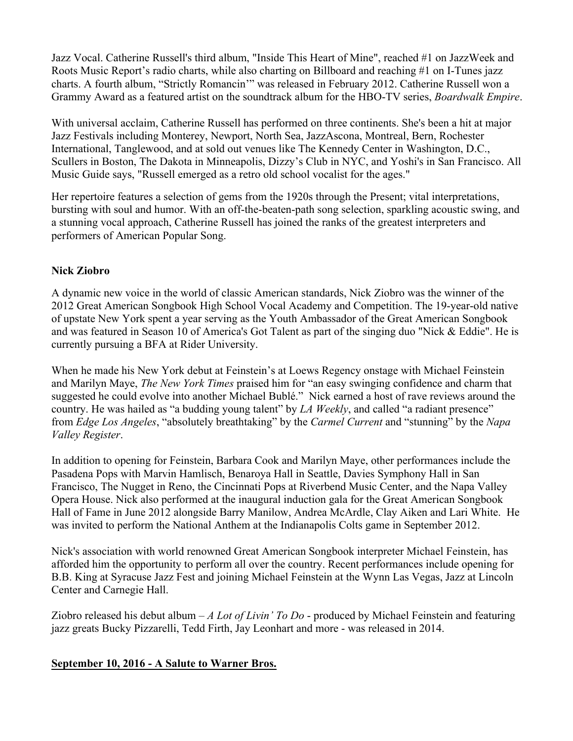Jazz Vocal. Catherine Russell's third album, "Inside This Heart of Mine", reached #1 on JazzWeek and Roots Music Report's radio charts, while also charting on Billboard and reaching #1 on I-Tunes jazz charts. A fourth album, "Strictly Romancin'" was released in February 2012. Catherine Russell won a Grammy Award as a featured artist on the soundtrack album for the HBO-TV series, *Boardwalk Empire*.

With universal acclaim, Catherine Russell has performed on three continents. She's been a hit at major Jazz Festivals including Monterey, Newport, North Sea, JazzAscona, Montreal, Bern, Rochester International, Tanglewood, and at sold out venues like The Kennedy Center in Washington, D.C., Scullers in Boston, The Dakota in Minneapolis, Dizzy's Club in NYC, and Yoshi's in San Francisco. All Music Guide says, "Russell emerged as a retro old school vocalist for the ages."

Her repertoire features a selection of gems from the 1920s through the Present; vital interpretations, bursting with soul and humor. With an off-the-beaten-path song selection, sparkling acoustic swing, and a stunning vocal approach, Catherine Russell has joined the ranks of the greatest interpreters and performers of American Popular Song.

**Nick Ziobro**

A dynamic new voice in the world of classic American standards, Nick Ziobro was the winner of the 2012 Great American Songbook High School Vocal Academy and Competition. The 19-year-old native of upstate New York spent a year serving as the Youth Ambassador of the Great American Songbook and was featured in Season 10 of America's Got Talent as part of the singing duo "Nick & Eddie". He is currently pursuing a BFA at Rider University.

When he made his New York debut at Feinstein's at Loews Regency onstage with Michael Feinstein and Marilyn Maye, *The New York Times* praised him for "an easy swinging confidence and charm that suggested he could evolve into another Michael Bublé." Nick earned a host of rave reviews around the country. He was hailed as "a budding young talent" by *LA Weekly*, and called "a radiant presence" from *Edge Los Angeles*, "absolutely breathtaking" by the *Carmel Current* and "stunning" by the *Napa Valley Register*.

In addition to opening for Feinstein, Barbara Cook and Marilyn Maye, other performances include the Pasadena Pops with Marvin Hamlisch, Benaroya Hall in Seattle, Davies Symphony Hall in San Francisco, The Nugget in Reno, the Cincinnati Pops at Riverbend Music Center, and the Napa Valley Opera House. Nick also performed at the inaugural induction gala for the Great American Songbook Hall of Fame in June 2012 alongside Barry Manilow, Andrea McArdle, Clay Aiken and Lari White. He was invited to perform the National Anthem at the Indianapolis Colts game in September 2012.

Nick's association with world renowned Great American Songbook interpreter Michael Feinstein, has afforded him the opportunity to perform all over the country. Recent performances include opening for B.B. King at Syracuse Jazz Fest and joining Michael Feinstein at the Wynn Las Vegas, Jazz at Lincoln Center and Carnegie Hall.

Ziobro released his debut album – *A Lot of Livin' To Do* - produced by Michael Feinstein and featuring jazz greats Bucky Pizzarelli, Tedd Firth, Jay Leonhart and more - was released in 2014.

**September 10, 2016 - A Salute to Warner Bros.**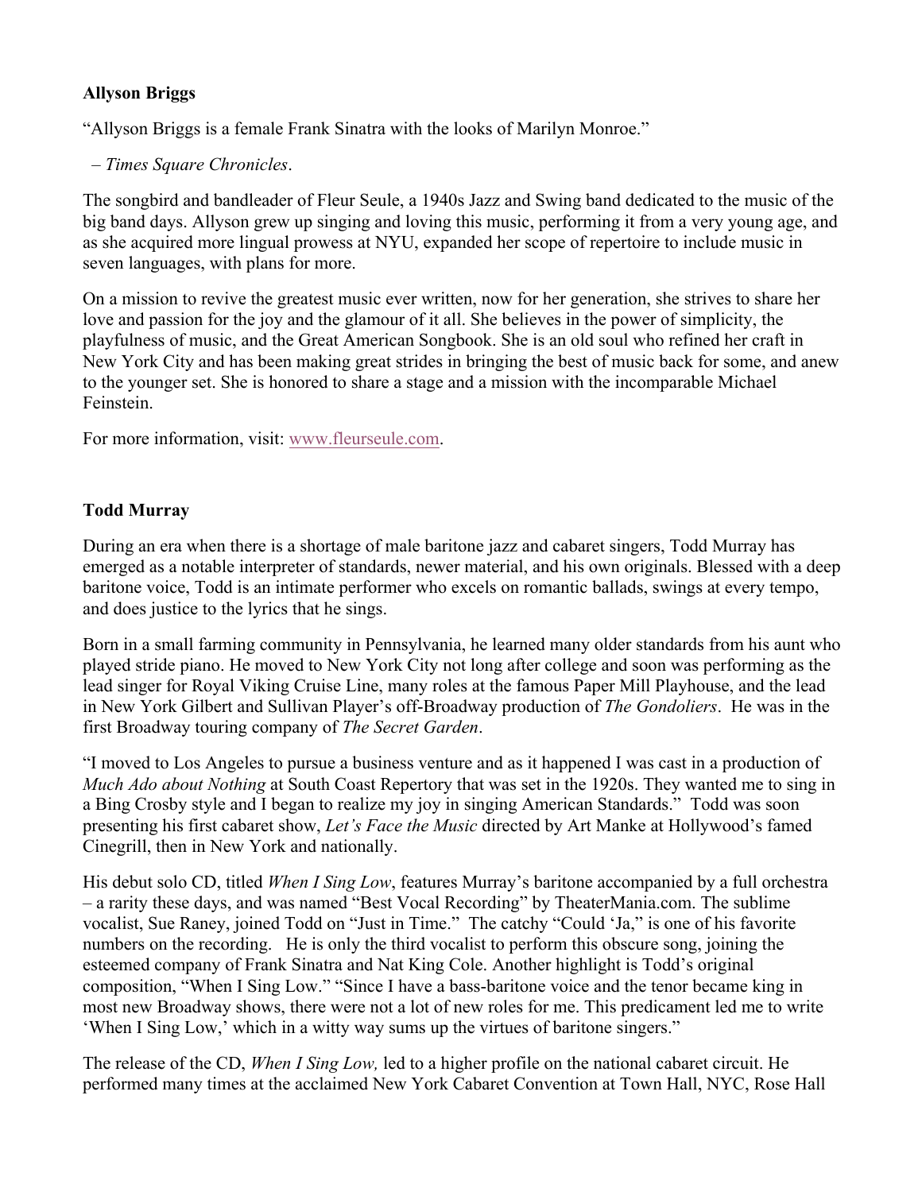**Allyson Briggs**

"Allyson Briggs is a female Frank Sinatra with the looks of Marilyn Monroe."

– *Times Square Chronicles*.

The songbird and bandleader of Fleur Seule, a 1940s Jazz and Swing band dedicated to the music of the big band days. Allyson grew up singing and loving this music, performing it from a very young age, and as she acquired more lingual prowess at NYU, expanded her scope of repertoire to include music in seven languages, with plans for more.

On a mission to revive the greatest music ever written, now for her generation, she strives to share her love and passion for the joy and the glamour of it all. She believes in the power of simplicity, the playfulness of music, and the Great American Songbook. She is an old soul who refined her craft in New York City and has been making great strides in bringing the best of music back for some, and anew to the younger set. She is honored to share a stage and a mission with the incomparable Michael Feinstein.

For more information, visit: www.fleurseule.com.

**Todd Murray**

During an era when there is a shortage of male baritone jazz and cabaret singers, Todd Murray has emerged as a notable interpreter of standards, newer material, and his own originals. Blessed with a deep baritone voice, Todd is an intimate performer who excels on romantic ballads, swings at every tempo, and does justice to the lyrics that he sings.

Born in a small farming community in Pennsylvania, he learned many older standards from his aunt who played stride piano. He moved to New York City not long after college and soon was performing as the lead singer for Royal Viking Cruise Line, many roles at the famous Paper Mill Playhouse, and the lead in New York Gilbert and Sullivan Player's off-Broadway production of *The Gondoliers*. He was in the first Broadway touring company of *The Secret Garden*.

"I moved to Los Angeles to pursue a business venture and as it happened I was cast in a production of *Much Ado about Nothing* at South Coast Repertory that was set in the 1920s. They wanted me to sing in a Bing Crosby style and I began to realize my joy in singing American Standards." Todd was soon presenting his first cabaret show, *Let's Face the Music* directed by Art Manke at Hollywood's famed Cinegrill, then in New York and nationally.

His debut solo CD, titled *When I Sing Low*, features Murray's baritone accompanied by a full orchestra – a rarity these days, and was named "Best Vocal Recording" by TheaterMania.com. The sublime vocalist, Sue Raney, joined Todd on "Just in Time." The catchy "Could 'Ja," is one of his favorite numbers on the recording. He is only the third vocalist to perform this obscure song, joining the esteemed company of Frank Sinatra and Nat King Cole. Another highlight is Todd's original composition, "When I Sing Low." "Since I have a bass-baritone voice and the tenor became king in most new Broadway shows, there were not a lot of new roles for me. This predicament led me to write 'When I Sing Low,' which in a witty way sums up the virtues of baritone singers."

The release of the CD, *When I Sing Low,* led to a higher profile on the national cabaret circuit. He performed many times at the acclaimed New York Cabaret Convention at Town Hall, NYC, Rose Hall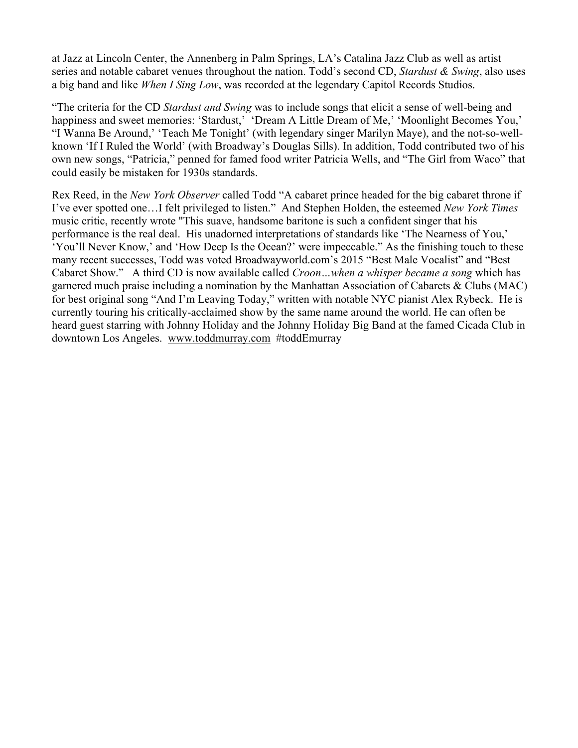at Jazz at Lincoln Center, the Annenberg in Palm Springs, LA's Catalina Jazz Club as well as artist series and notable cabaret venues throughout the nation. Todd's second CD, *Stardust & Swing*, also uses a big band and like *When I Sing Low*, was recorded at the legendary Capitol Records Studios.

"The criteria for the CD *Stardust and Swing* was to include songs that elicit a sense of well-being and happiness and sweet memories: 'Stardust,' 'Dream A Little Dream of Me,' 'Moonlight Becomes You,' "I Wanna Be Around,' 'Teach Me Tonight' (with legendary singer Marilyn Maye), and the not-so-well-known 'If I Ruled the World' (with Broadway's Douglas Sills). In addition, Todd contributed two of his own new songs, "Patricia," penned for famed food writer Patricia Wells, and "The Girl from Waco" that could easily be mistaken for 1930s standards.

Rex Reed, in the *New York Observer* called Todd "A cabaret prince headed for the big cabaret throne if I've ever spotted one…I felt privileged to listen." And Stephen Holden, the esteemed *New York Times* music critic, recently wrote "This suave, handsome baritone is such a confident singer that his performance is the real deal. His unadorned interpretations of standards like 'The Nearness of You,' 'You'll Never Know,' and 'How Deep Is the Ocean?' were impeccable." As the finishing touch to these many recent successes, Todd was voted Broadwayworld.com's 2015 "Best Male Vocalist" and "Best Cabaret Show." A third CD is now available called *Croon…when a whisper became a song* which has garnered much praise including a nomination by the Manhattan Association of Cabarets & Clubs (MAC) for best original song "And I'm Leaving Today," written with notable NYC pianist Alex Rybeck. He is currently touring his critically-acclaimed show by the same name around the world. He can often be heard guest starring with Johnny Holiday and the Johnny Holiday Big Band at the famed Cicada Club in downtown Los Angeles. www.toddmurray.com #toddEmurray